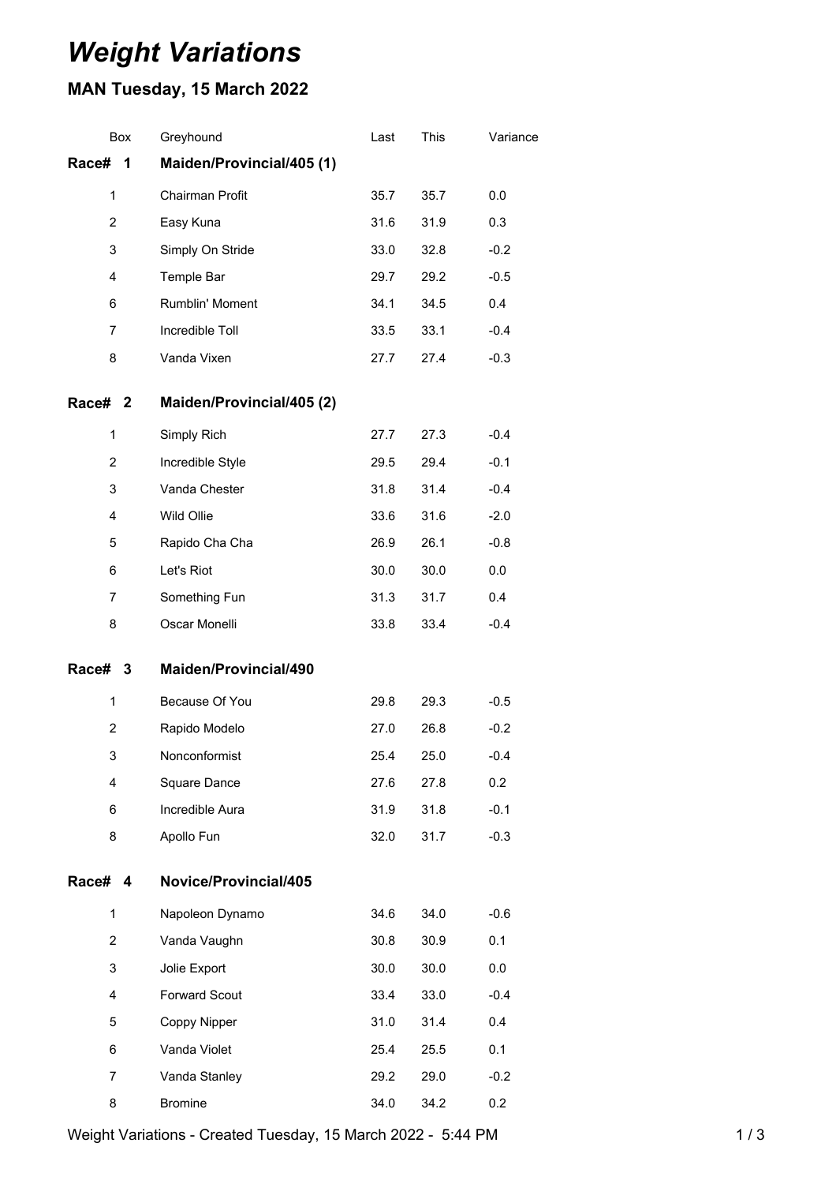# *Weight Variations*

## MAN Tuesday, 15 March 2022

| Box | Greyhound | Last | This | Variance |
|---|---|---|---|---|
| **Race# 1** | **Maiden/Provincial/405 (1)** | | | |
| 1 | Chairman Profit | 35.7 | 35.7 | 0.0 |
| 2 | Easy Kuna | 31.6 | 31.9 | 0.3 |
| 3 | Simply On Stride | 33.0 | 32.8 | -0.2 |
| 4 | Temple Bar | 29.7 | 29.2 | -0.5 |
| 6 | Rumblin' Moment | 34.1 | 34.5 | 0.4 |
| 7 | Incredible Toll | 33.5 | 33.1 | -0.4 |
| 8 | Vanda Vixen | 27.7 | 27.4 | -0.3 |
| **Race# 2** | **Maiden/Provincial/405 (2)** | | | |
| 1 | Simply Rich | 27.7 | 27.3 | -0.4 |
| 2 | Incredible Style | 29.5 | 29.4 | -0.1 |
| 3 | Vanda Chester | 31.8 | 31.4 | -0.4 |
| 4 | Wild Ollie | 33.6 | 31.6 | -2.0 |
| 5 | Rapido Cha Cha | 26.9 | 26.1 | -0.8 |
| 6 | Let's Riot | 30.0 | 30.0 | 0.0 |
| 7 | Something Fun | 31.3 | 31.7 | 0.4 |
| 8 | Oscar Monelli | 33.8 | 33.4 | -0.4 |
| **Race# 3** | **Maiden/Provincial/490** | | | |
| 1 | Because Of You | 29.8 | 29.3 | -0.5 |
| 2 | Rapido Modelo | 27.0 | 26.8 | -0.2 |
| 3 | Nonconformist | 25.4 | 25.0 | -0.4 |
| 4 | Square Dance | 27.6 | 27.8 | 0.2 |
| 6 | Incredible Aura | 31.9 | 31.8 | -0.1 |
| 8 | Apollo Fun | 32.0 | 31.7 | -0.3 |
| **Race# 4** | **Novice/Provincial/405** | | | |
| 1 | Napoleon Dynamo | 34.6 | 34.0 | -0.6 |
| 2 | Vanda Vaughn | 30.8 | 30.9 | 0.1 |
| 3 | Jolie Export | 30.0 | 30.0 | 0.0 |
| 4 | Forward Scout | 33.4 | 33.0 | -0.4 |
| 5 | Coppy Nipper | 31.0 | 31.4 | 0.4 |
| 6 | Vanda Violet | 25.4 | 25.5 | 0.1 |
| 7 | Vanda Stanley | 29.2 | 29.0 | -0.2 |
| 8 | Bromine | 34.0 | 34.2 | 0.2 |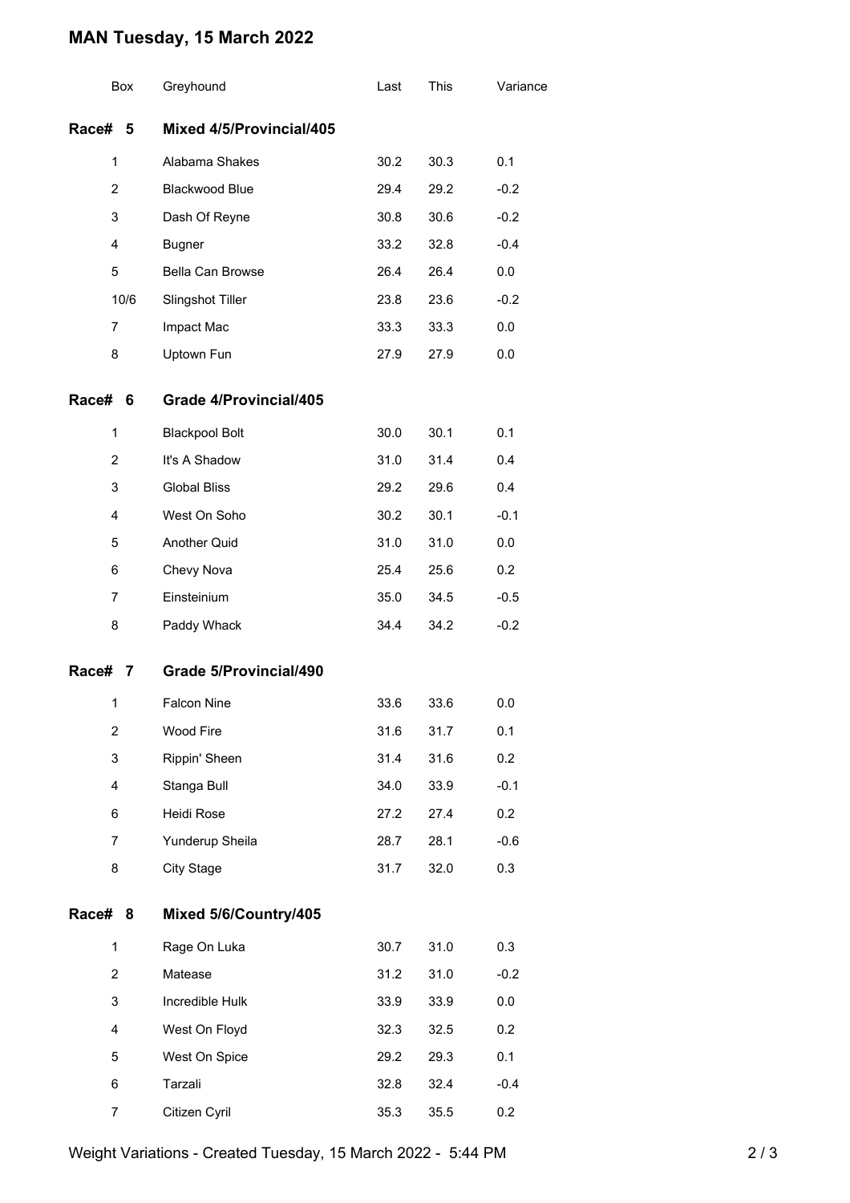# MAN Tuesday, 15 March 2022

| Box | Greyhound | Last | This | Variance |
|---|---|---|---|---|
| **Race# 5** | **Mixed 4/5/Provincial/405** | | | |
| 1 | Alabama Shakes | 30.2 | 30.3 | 0.1 |
| 2 | Blackwood Blue | 29.4 | 29.2 | -0.2 |
| 3 | Dash Of Reyne | 30.8 | 30.6 | -0.2 |
| 4 | Bugner | 33.2 | 32.8 | -0.4 |
| 5 | Bella Can Browse | 26.4 | 26.4 | 0.0 |
| 10/6 | Slingshot Tiller | 23.8 | 23.6 | -0.2 |
| 7 | Impact Mac | 33.3 | 33.3 | 0.0 |
| 8 | Uptown Fun | 27.9 | 27.9 | 0.0 |
| **Race# 6** | **Grade 4/Provincial/405** | | | |
| 1 | Blackpool Bolt | 30.0 | 30.1 | 0.1 |
| 2 | It's A Shadow | 31.0 | 31.4 | 0.4 |
| 3 | Global Bliss | 29.2 | 29.6 | 0.4 |
| 4 | West On Soho | 30.2 | 30.1 | -0.1 |
| 5 | Another Quid | 31.0 | 31.0 | 0.0 |
| 6 | Chevy Nova | 25.4 | 25.6 | 0.2 |
| 7 | Einsteinium | 35.0 | 34.5 | -0.5 |
| 8 | Paddy Whack | 34.4 | 34.2 | -0.2 |
| **Race# 7** | **Grade 5/Provincial/490** | | | |
| 1 | Falcon Nine | 33.6 | 33.6 | 0.0 |
| 2 | Wood Fire | 31.6 | 31.7 | 0.1 |
| 3 | Rippin' Sheen | 31.4 | 31.6 | 0.2 |
| 4 | Stanga Bull | 34.0 | 33.9 | -0.1 |
| 6 | Heidi Rose | 27.2 | 27.4 | 0.2 |
| 7 | Yunderup Sheila | 28.7 | 28.1 | -0.6 |
| 8 | City Stage | 31.7 | 32.0 | 0.3 |
| **Race# 8** | **Mixed 5/6/Country/405** | | | |
| 1 | Rage On Luka | 30.7 | 31.0 | 0.3 |
| 2 | Matease | 31.2 | 31.0 | -0.2 |
| 3 | Incredible Hulk | 33.9 | 33.9 | 0.0 |
| 4 | West On Floyd | 32.3 | 32.5 | 0.2 |
| 5 | West On Spice | 29.2 | 29.3 | 0.1 |
| 6 | Tarzali | 32.8 | 32.4 | -0.4 |
| 7 | Citizen Cyril | 35.3 | 35.5 | 0.2 |

Weight Variations - Created Tuesday, 15 March 2022 - 5:44 PM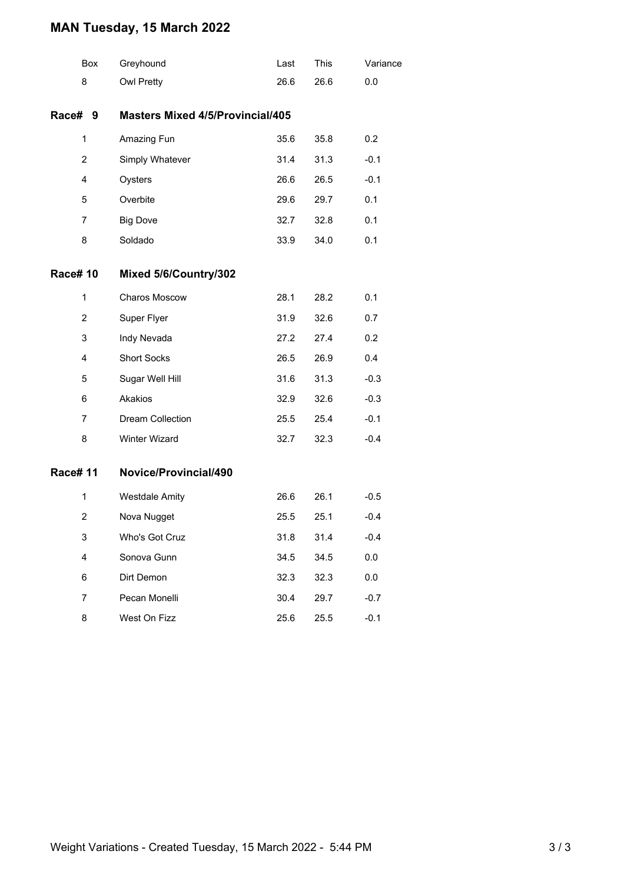# MAN Tuesday, 15 March 2022

| Box | Greyhound | Last | This | Variance |
|---|---|---|---|---|
| 8 | Owl Pretty | 26.6 | 26.6 | 0.0 |

## Race# 9 Masters Mixed 4/5/Provincial/405

| Box | Greyhound | Last | This | Variance |
|---|---|---|---|---|
| 1 | Amazing Fun | 35.6 | 35.8 | 0.2 |
| 2 | Simply Whatever | 31.4 | 31.3 | -0.1 |
| 4 | Oysters | 26.6 | 26.5 | -0.1 |
| 5 | Overbite | 29.6 | 29.7 | 0.1 |
| 7 | Big Dove | 32.7 | 32.8 | 0.1 |
| 8 | Soldado | 33.9 | 34.0 | 0.1 |

## Race# 10 Mixed 5/6/Country/302

| Box | Greyhound | Last | This | Variance |
|---|---|---|---|---|
| 1 | Charos Moscow | 28.1 | 28.2 | 0.1 |
| 2 | Super Flyer | 31.9 | 32.6 | 0.7 |
| 3 | Indy Nevada | 27.2 | 27.4 | 0.2 |
| 4 | Short Socks | 26.5 | 26.9 | 0.4 |
| 5 | Sugar Well Hill | 31.6 | 31.3 | -0.3 |
| 6 | Akakios | 32.9 | 32.6 | -0.3 |
| 7 | Dream Collection | 25.5 | 25.4 | -0.1 |
| 8 | Winter Wizard | 32.7 | 32.3 | -0.4 |

## Race# 11 Novice/Provincial/490

| Box | Greyhound | Last | This | Variance |
|---|---|---|---|---|
| 1 | Westdale Amity | 26.6 | 26.1 | -0.5 |
| 2 | Nova Nugget | 25.5 | 25.1 | -0.4 |
| 3 | Who's Got Cruz | 31.8 | 31.4 | -0.4 |
| 4 | Sonova Gunn | 34.5 | 34.5 | 0.0 |
| 6 | Dirt Demon | 32.3 | 32.3 | 0.0 |
| 7 | Pecan Monelli | 30.4 | 29.7 | -0.7 |
| 8 | West On Fizz | 25.6 | 25.5 | -0.1 |

Weight Variations - Created Tuesday, 15 March 2022 - 5:44 PM